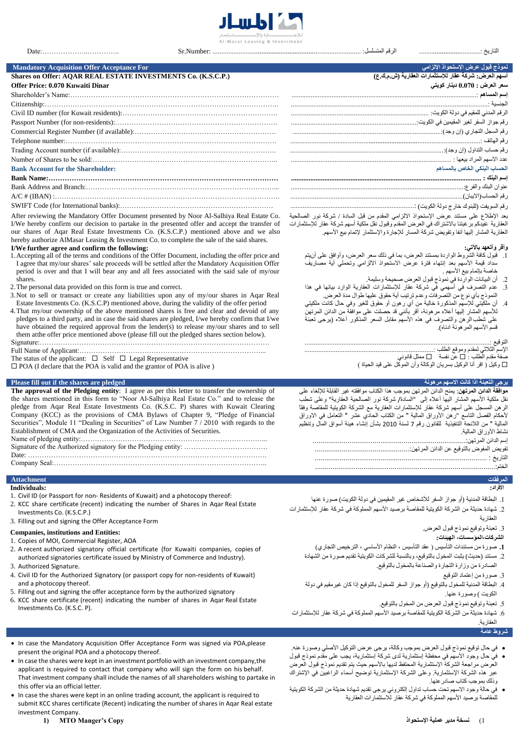المسار للإجارة والإستثمار
Al-Masar Leasing & Investment

Date:…………………..……….. Sr.Number: .................................................................................... :الرقم المتسلسل ................................. :التاريخ

## Mandatory Acquisition Offer Acceptance For
## نموذج قبول عرض الإستحواذ الإلزامي

**Shares on Offer: AQAR REAL ESTATE INVESTMENTS Co. (K.S.C.P.)**
**اسهم العرض: شركة عقار للإستثمارات العقارية (ش.م.ك.ع)**

**Offer Price: 0.070 Kuwaiti Dinar**
**سعر العرض : 0.070 دينار كويتي**

| English | العربية |
|---|---|
| Shareholder's Name:…………………………………………………………………… | إسم المساهم: ............................................................ |
| Citizenship:…………………………………………………………………….. | الجنسية: ............................................................ |
| Civil ID number (for Kuwait residents):…………………………………………… | الرقم المدني للمقيم في دولة الكويت: ........................................ |
| Passport Number (for non-residents):……………………………………………… | رقم جواز السفر لغير المقيمين في الكويت:..................................... |
| Commercial Register Number (if available):………………………………………… | رقم السجل التجاري (إن وجد):............................................ |
| Telephone number:…………………………………………………………… | رقم الهاتف: ............................................................ |
| Trading Account number (if available):…………………………………………… | رقم حساب التداول (إن وجد):............................................. |
| Number of Shares to be sold:………………………………………………………. | عدد الأسهم المراد بيعها : ................................................ |

### Bank Account for the Shareholder:
### الحساب البنكي الخاص بالمساهم

| English | العربية |
|---|---|
| **Bank Name:**……………………………………………………………………… | **إسم البنك :** ............................................................ |
| Bank Address and Branch:……………………………………………………….. | عنوان البنك والفرع:...................................................... |
| A/C # (IBAN) :…………………………………………………………………… | رقم الحساب(الايبان):.................................................... |
| SWIFT Code (for International banks):………………………………………… | رقم السويفت (للبنوك خارج دولة الكويت) :................................ |

After reviewing the Mandatory Offer Document presented by Noor Al-Salhiya Real Estate Co. I/We hereby confirm our decision to partake in the presented offer and accept the transfer of our shares of Aqar Real Estate Investments Co. (K.S.C.P.) mentioned above and we also hereby authorize AlMasar Leasing & Investment Co. to complete the sale of the said shares.

بعد الإطلاع على مستند عرض الإستحواذ الالزامي المقدم من قبل السادة / شركة نور الصالحية العقارية نفيدكم برغبتنا بالاشتراك في العرض المقدم وقبول نقل ملكية أسهم شركة عقار للإستثمارات العقارية المشار إليها أنفا وتفويض شركة المسار للإجارة والإستثمار لإتمام بيع الأسهم.

**I/We further agree and confirm the following:**

1. Accepting all of the terms and conditions of the Offer Document, including the offer price and I agree that my/our shares' sale proceeds will be settled after the Mandatory Acquisition Offer period is over and that I will bear any and all fees associated with the said sale of my/our shares.
2. The personal data provided on this form is true and correct.
3. Not to sell or transact or create any liabilities upon any of my/our shares in Aqar Real Estate Investments Co. (K.S.C.P.) mentioned above, during the validity of the offer period
4. That my/our ownership of the above mentioned shares is free and clear and devoid of any pledges to a third party, and in case the said shares are pledged, I/We hereby confirm that I/we have obtained the required approval from the lender(s) to release my/our shares and to sell them atthe offer price mentioned above (please fill out the pledged shares section below).

**واقر وأتعهد بالآتي:**

1. قبول كافة الشروط الواردة بمستند العرض، بما في ذلك سعر العرض، وأوافق على أنيتم سداد قيمة الأسهم بعد إنتهاء فترة عرض الإستحواذ الالزامي وتحملي أية مصاريف خاصة بإتمام بيع الأسهم .
2. أن البيانات الواردة في نموذج قبول العرض صحيحة وسليمة.
3. عدم التصرف في أسهمي في شركة عقار للإستثمارات العقارية الوارد بيانها في هذا النموذج بأي نوع من التصرفات وعدم ترتيب أية حقوق عليها طوال مدة العرض.
4. أن ملكيتي للأسهم المذكورة خالية من أي رهون أو حقوق للغير وفي حال كانت ملكيتي للأسهم المشار إليها أعلاه مرهونة، أقر بأنني قد حصلت على موافقة من الدائن المرتهن على شطب الرهن والتصرف في هذه الأسهم مقابل السعر المذكور أعلاه (يرجى تعبئة قسم الأسهم المرهونة ادناه).

Signature:……………………………………………………………………………
Full Name of Applicant:……………………………………………………………...
The status of the applicant: ☐ Self ☐ Legal Representative
☐ POA (I declare that the POA is valid and the grantor of POA is alive )

التوقيع : ............................................................................
الإسم الثلاثي لمقدم وموقع الطلب: ...............................................
صفة مقدم الطلب : ☐ عن نفسة ☐ ممثل قانوني
☐ وكيل ( اقر أنا الوكيل بسريان الوكالة وأن الموكل على قيد الحياة )

## Please fill out if the shares are pledged
## يرجى التعبئة اذا كانت الاسهم مرهونة

**The approval of the Pledging entity**: I agree as per this letter to transfer the ownership of the shares mentioned in this form to "Noor Al-Salhiya Real Estate Co." and to release the pledge from Aqar Real Estate Investments Co. (K.S.C. P) shares with Kuwait Clearing Company (KCC) as the provisions of CMA Bylaws of Chapter 9, "Pledge of Financial Securities", Module 11 "Dealing in Securities" of Law Number 7 / 2010 with regards to the Establishment of CMA and the Organization of the Activities of Securities.

**موافقة الدائن المرتهن**: يمنح الدائن المرتهن بموجب هذا الكتاب موافقته غير القابلة للإلغاء على نقل ملكية الأسهم المشار اليها أعلاه إلى "السادة/ شركة نور الصالحية العقارية" وعلى شطب الرهن المسجل على أسهم شركة عقار للإستثمارات العقارية مع الشركة الكويتية للمقاصة وفقاً لأحكام الفصل التاسع "رهن الأوراق المالية" من الكتاب الحادي عشر "التعامل في الأوراق المالية" من اللائحة التنفيذية للقانون رقم 7 لسنة 2010 بشأن إنشاء هيئة أسواق المال وتنظيم نشاط الأوراق المالية.

Name of pledging entity:…………………………………………………………...
Signature of the Authorized signatory for the Pledging entity: ………………………………
Date: …………………………………………………………………………………
Company Seal:………………………………………………………………………..

إسم الدائن المرتهن:.............................................................
تفويض المفوض بالتوقيع عن الدائن المرتهن:................................
التاريخ : ..........................................................................
الختم:.............................................................................

## Attachment
## المرفقات

**Individuals:**

1. Civil ID (or Passport for non- Residents of Kuwait) and a photocopy thereof:
2. KCC share certificate (recent) indicating the number of Shares in Aqar Real Estate Investments Co. (K.S.C.P.)
3. Filling out and signing the Offer Acceptance Form

**الأفراد:**

1. البطاقة المدنية (أو جواز السفر للأشخاص غير المقيمين في دولة الكويت) صورة عنها
2. شهادة حديثة من الشركة الكويتية للمقاصة برصيد الأسهم المملوكة في شركة عقار للإستثمارات العقارية
3. تعبئة وتوقيع نموذج قبول العرض.

**Companies, institutions and Entities:**

1. Copies of MOI, Commercial Register, AOA
2. A recent authorized signatory official certificate (for Kuwaiti companies, copies of authorized signatories certificate issued by Ministry of Commerce and Industry).
3. Authorized Signature.
4. Civil ID for the Authorized Signatory (or passport copy for non-residents of Kuwait) and a photocopy thereof.
5. Filling out and signing the offer acceptance form by the authorized signatory
6. KCC share certificate (recent) indicating the number of shares in Aqar Real Estate Investments Co. (K.S.C. P).

**الشركات،المؤسسات، الهيئات:**

1. صورة من مستندات التأسيس ( عقد التأسيس ، النظام الأساسي ، الترخيص التجاري)
2. مستند (حديث) يثبت المخول بالتوقيع، وبالنسبة للشركات الكويتية تقديم صورة من الشهادة الصادرة من وزارة التجارة والصناعة بالمخول بالتوقيع.
3. صورة من إعتماد التوقيع
4. البطاقة المدنية للمخول بالتوقيع (أو جواز السفر للمخول بالتوقيع إذا كان غيرمقيم في دولة الكويت ) وصورة عنها.
5. تعبئة وتوقيع نموذج قبول العرض من المخول بالتوقيع.
6. شهادة حديثة من الشركة الكويتية للمقاصة برصيد الأسهم المملوكة في شركة عقار للإستثمارات العقارية.

## شروط عامة

- In case the Mandatory Acquisition Offer Acceptance Form was signed via POA,please present the original POA and a photocopy thereof.
- In case the shares were kept in an investment portfolio with an investment company,the applicant is required to contact that company who will sign the form on his behalf. That investment company shall include the names of all shareholders wishing to partake in this offer via an official letter.
- In case the shares were kept in an online trading account, the applicant is required to submit KCC shares certificate (Recent) indicating the number of shares in Aqar Real estate investment Company.

- في حال تم توقيع نموذج قبول العرض بموجب وكالة، يرجى عرض التوكيل الأصلي وصورة عنه.
- في حال وجود الأسهم في محفظة إستثمارية لدى شركة إستثمارية، يجب على مقدم نموذج قبول العرض مراجعة الشركة الإستثمارية المحتفظ لديها بالأسهم حيث يتم تقديم نموذج قبول العرض عبر هذه الشركة الإستثمارية. وعلى الشركة الإستثمارية توضيح أسماء الراغبين في الإشتراك وذلك بموجب كتاب صادرعنها.
- في حالة وجود الأسهم تحت حساب تداول إلكتروني يرجى تقديم شهادة حديثة من الشركة الكويتية للمقاصة برصيد الأسهم المملوكة في شركة عقار للاستثمارات العقارية

1) **MTO Manger's Copy**　　　　(1 **نسخة مدير عملية الإستحواذ**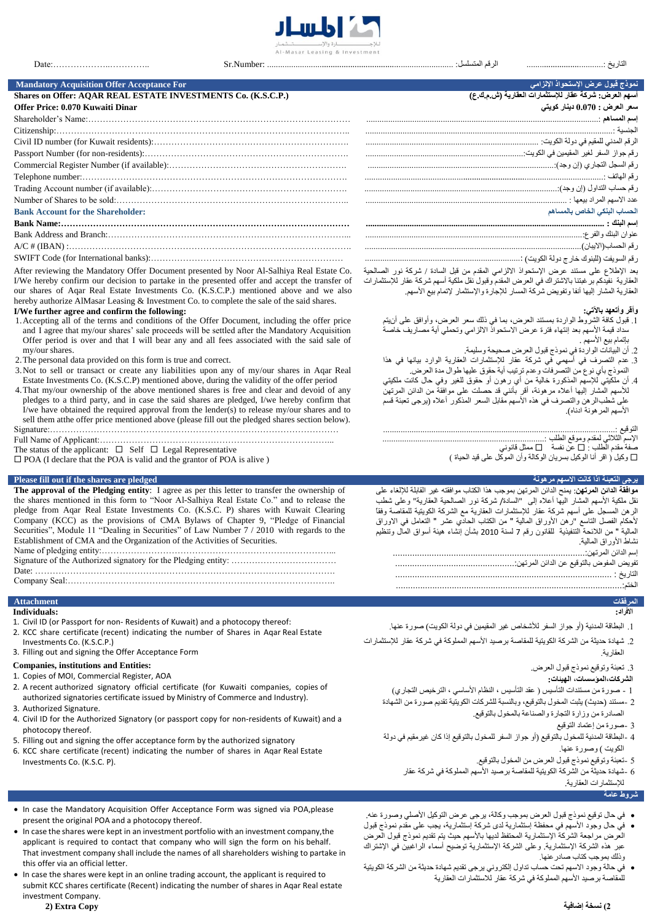المسار
للإجـــارة والإســـتثمار
Al-Masar Leasing & Investment

Date:……………….…………..    Sr.Number: ………………………………………………… :الرقم المتسلسل    ……………………………:التاريخ

## Mandatory Acquisition Offer Acceptance For / نموذج قبول عرض الإستحواذ الإلزامي

**Shares on Offer: AQAR REAL ESTATE INVESTMENTS Co. (K.S.C.P.)**

**أسهم العرض: شركة عقار للإستثمارات العقارية (ش.م.ك.ع)**

**Offer Price: 0.070 Kuwaiti Dinar**

**سعر العرض : 0.070 دينار كويتي**

Shareholder's Name:…………………………………………………………………… :إسم المساهم

Citizenship:…………………………………………………………………… :الجنسية

Civil ID number (for Kuwait residents):…………………………………… :الرقم المدني للمقيم في دولة الكويت

Passport Number (for non-residents):……………………………………… :رقم جواز السفر لغير المقيمين في الكويت

Commercial Register Number (if available):………………………………… :رقم السجل التجاري (إن وجد)

Telephone number:…………………………………………………………… :رقم الهاتف

Trading Account number (if available):……………………………………… :رقم حساب التداول (إن وجد)

Number of Shares to be sold:………………………………………………… :عدد الأسهم المراد بيعها

### Bank Account for the Shareholder: / الحساب البنكي الخاص بالمساهم

**Bank Name:…………………………………………………………… :إسم البنك**

Bank Address and Branch:……………………………………………… :عنوان البنك والفرع

A/C # (IBAN) :…………………………………………………………… :رقم الحساب(الايبان)

SWIFT Code (for International banks):…………………………………… :رقم السويفت (للبنوك خارج دولة الكويت)

After reviewing the Mandatory Offer Document presented by Noor Al-Salhiya Real Estate Co. I/We hereby confirm our decision to partake in the presented offer and accept the transfer of our shares of Aqar Real Estate Investments Co. (K.S.C.P.) mentioned above and we also hereby authorize AlMasar Leasing & Investment Co. to complete the sale of the said shares.

بعد الإطلاع على مستند عرض الإستحواذ الالزامي المقدم من قبل السادة / شركة نور الصالحية العقارية نفيدكم برغبتنا بالاشتراك في العرض المقدم وقبول نقل ملكية أسهم شركة عقار للإستثمارات العقارية المشار اليها أنفا وتفويض شركة المسار للإجارة والإستثمار لإتمام بيع الأسهم.

**I/We further agree and confirm the following:**

1. Accepting all of the terms and conditions of the Offer Document, including the offer price and I agree that my/our shares' sale proceeds will be settled after the Mandatory Acquisition Offer period is over and that I will bear any and all fees associated with the sale of my/our shares.
2. The personal data provided on this form is true and correct.
3. Not to sell or transact or create any liabilities upon any of my/our shares in Aqar Real Estate Investments Co. (K.S.C.P.) mentioned above, during the validity of the offer period
4. That my/our ownership of the above mentioned shares is free and clear and devoid of any pledges to a third party, and in case the said shares are pledged, I/We hereby confirm that I/we have obtained the required approval from the lender(s) to release my/our shares and to sell them atthe offer price mentioned above (please fill out the pledged shares section below).

**وأقر وأتعهد بالآتي:**

1. قبول كافة الشروط الواردة بمستند العرض، بما في ذلك سعر العرض، وأوافق على أنيتم سداد قيمة الأسهم بعد إنتهاء فترة عرض الإستحواذ الالزامي وتحملي أية مصاريف خاصة بإتمام بيع الأسهم .
2. أن البيانات الواردة في نموذج قبول العرض صحيحة وسليمة.
3. عدم التصرف في أسهمي في شركة عقار للإستثمارات العقارية الوارد بيانها في هذا النموذج بأي نوع من التصرفات وعدم ترتيب أية حقوق عليها طوال مدة العرض.
4. أن ملكيتي للأسهم المذكورة خالية من أي رهون أو حقوق للغير وفي حال كانت ملكيتي للأسهم المشار إليها أعلاه مرهونة، أقر بأنني قد حصلت على موافقة من الدائن المرتهن على شطب الرهن والتصرف في هذه الأسهم مقابل السعر المذكور أعلاه (يرجى تعبئة قسم الأسهم المرهونة ادناه).

Signature:…………………………………………………………… :التوقيع

Full Name of Applicant:…………………………………………… :الإسم الثلاثي لمقدم وموقع الطلب

The status of the applicant: ☐ Self ☐ Legal Representative — صفة مقدم الطلب: ☐ عن نفسة ☐ ممثل قانوني

☐ POA (I declare that the POA is valid and the grantor of POA is alive ) — ☐ وكيل ( اقر أنا الوكيل بسريان الوكالة وأن الموكل على قيد الحياة )

## Please fill out if the shares are pledged / يرجى التعبئة اذا كانت الاسهم مرهونة

**The approval of the Pledging entity**: I agree as per this letter to transfer the ownership of the shares mentioned in this form to "Noor Al-Salhiya Real Estate Co." and to release the pledge from Aqar Real Estate Investments Co. (K.S.C. P) shares with Kuwait Clearing Company (KCC) as the provisions of Chapter 9, "Pledge of Financial Securities", Module 11 "Dealing in Securities" of Law Number 7 / 2010 with regards to the Establishment of CMA and the Organization of the Activities of Securities.

**موافقة الدائن المرتهن**: يمنح الدائن المرتهن بموجب هذا الكتاب موافقته غير القابلة للإلغاء على نقل ملكية الأسهم المشار اليها أعلاه إلى "السادة/ شركة نور الصالحية العقارية" وعلى شطب الرهن المسجل على أسهم شركة عقار للإستثمارات العقارية مع الشركة الكويتية للمقاصة وفقاً لأحكام الفصل التاسع "رهن الأوراق المالية " من الكتاب الحادي عشر " التعامل في الأوراق المالية " من اللائحة التنفيذية للقانون رقم 7 لسنة 2010 بشأن إنشاء هيئة أسواق المال وتنظيم نشاط الأوراق المالية.

Name of pledging entity:……………………………………………… :إسم الدائن المرتهن

Signature of the Authorized signatory for the Pledging entity: ……………… :تفويض المفوض بالتوقيع عن الدائن المرتهن

Date: …………………………………………………………………… : التاريخ

Company Seal:…………………………………………………………… :الختم

## Attachment / المرفقات

**Individuals:**

1. Civil ID (or Passport for non- Residents of Kuwait) and a photocopy thereof:
2. KCC share certificate (recent) indicating the number of Shares in Aqar Real Estate Investments Co. (K.S.C.P.)
3. Filling out and signing the Offer Acceptance Form

**الأفراد:**

1. البطاقة المدنية (أو جواز السفر للأشخاص غير المقيمين في دولة الكويت) صورة عنها.
2. شهادة حديثة من الشركة الكويتية للمقاصة برصيد الأسهم المملوكة في شركة عقار للإستثمارات العقارية.
3. تعبئة وتوقيع نموذج قبول العرض.

**Companies, institutions and Entities:**

1. Copies of MOI, Commercial Register, AOA
2. A recent authorized signatory official certificate (for Kuwaiti companies, copies of authorized signatories certificate issued by Ministry of Commerce and Industry).
3. Authorized Signature.
4. Civil ID for the Authorized Signatory (or passport copy for non-residents of Kuwait) and a photocopy thereof.
5. Filling out and signing the offer acceptance form by the authorized signatory
6. KCC share certificate (recent) indicating the number of shares in Aqar Real Estate Investments Co. (K.S.C. P).

**الشركات،المؤسسات، الهيئات:**

1. صورة من مستندات التأسيس ( عقد التأسيس ، النظام الأساسي ، الترخيص التجاري)
2. مستند (حديث) يثبت المخول بالتوقيع، وبالنسبة للشركات الكويتية تقديم صورة من الشهادة الصادرة من وزارة التجارة والصناعة بالمخول بالتوقيع.
3. صورة من إعتماد التوقيع
4. البطاقة المدنية للمخول بالتوقيع (أو جواز السفر للمخول بالتوقيع إذا كان غيرمقيم في دولة الكويت ) وصورة عنها.
5. تعبئة وتوقيع نموذج قبول العرض من المخول بالتوقيع.
6. شهادة حديثة من الشركة الكويتية للمقاصة برصيد الأسهم المملوكة في شركة عقار للإستثمارات العقارية.

## شروط عامة

- In case the Mandatory Acquisition Offer Acceptance Form was signed via POA,please present the original POA and a photocopy thereof.
- In case the shares were kept in an investment portfolio with an investment company,the applicant is required to contact that company who will sign the form on his behalf. That investment company shall include the names of all shareholders wishing to partake in this offer via an official letter.
- In case the shares were kept in an online trading account, the applicant is required to submit KCC shares certificate (Recent) indicating the number of Shares in Aqar Real estate investment Company.

- في حال توقيع نموذج قبول العرض بموجب وكالة، يرجى عرض التوكيل الأصلي وصورة عنه.
- في حال وجود الأسهم في محفظة إستثمارية لدى شركة إستثمارية، يجب على مقدم نموذج قبول العرض مراجعة الشركة الإستثمارية المحتفظ لديها بالأسهم حيث يتم تقديم نموذج قبول العرض عبر هذه الشركة الإستثمارية. وعلى الشركة الإستثمارية توضيح أسماء الراغبين في الإشتراك وذلك بموجب كتاب صادر عنها.
- في حالة وجود الاسهم تحت حساب تداول إلكتروني يرجى تقديم شهادة حديثة من الشركة الكويتية للمقاصة برصيد الأسهم المملوكة في شركة عقار للاستثمارات العقارية

**2) Extra Copy**

**2) نسخة إضافية**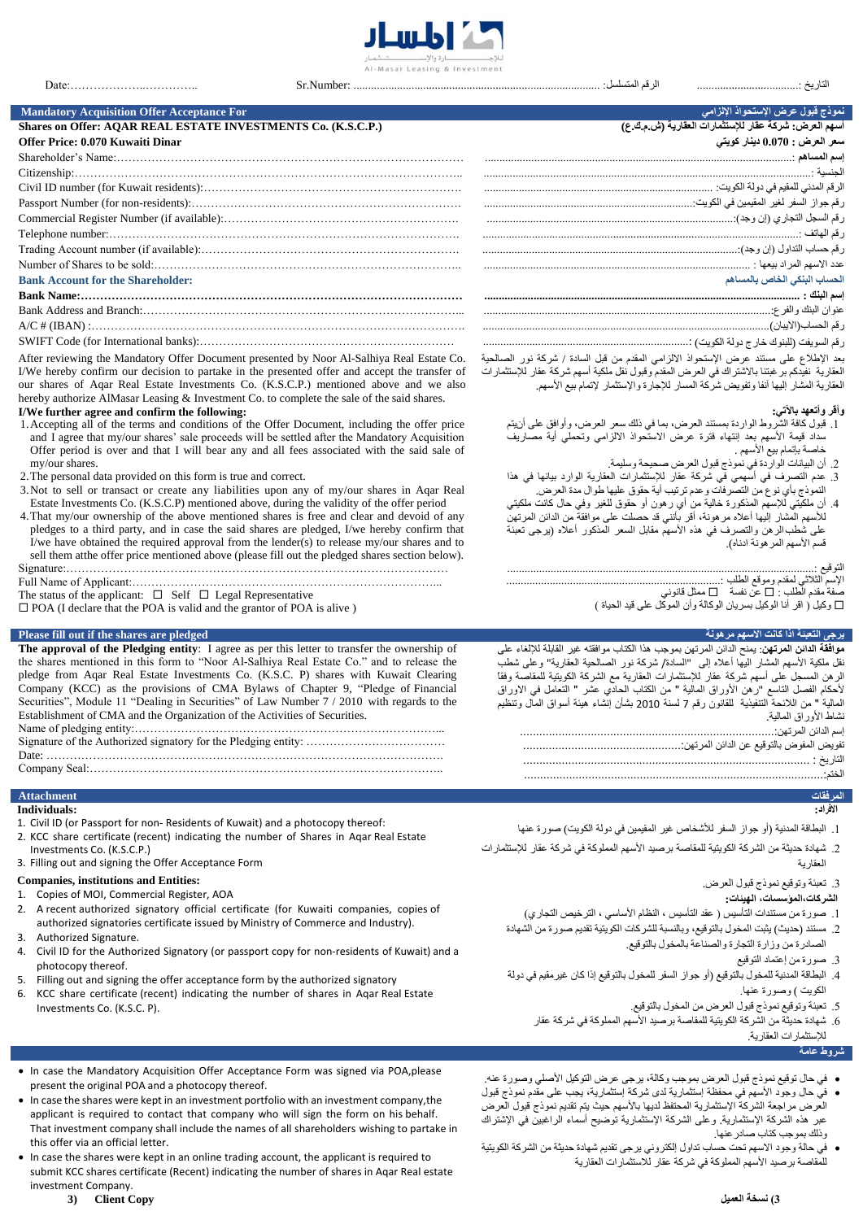المسار للإجارة والإستثمار
Al-Masar Leasing & Investment

Date:……………….…………… Sr.Number: ……………………………………………………………………… :الرقم المتسلسل التاريخ: ………………………………

## Mandatory Acquisition Offer Acceptance For

## نموذج قبول عرض الإستحواذ الإلزامي

**Shares on Offer: AQAR REAL ESTATE INVESTMENTS Co. (K.S.C.P.)**

**اسهم العرض: شركة عقار للإستثمارات العقارية (ش.م.ك.ع)**

**Offer Price: 0.070 Kuwaiti Dinar**

**سعر العرض : 0.070 دينار كويتي**

| | |
|---|---|
| Shareholder's Name:………………………………………………………………… | إسم المساهم: ……………………………………………………… |
| Citizenship:………………………………………………………………… | الجنسية: ……………………………………………………… |
| Civil ID number (for Kuwait residents):……………………………… | الرقم المدني للمقيم في دولة الكويت: ……………………………… |
| Passport Number (for non-residents):……………………………… | رقم جواز السفر لغير المقيمين في الكويت:……………………………… |
| Commercial Register Number (if available):……………………… | رقم السجل التجاري (إن وجد):……………………………… |
| Telephone number:………………………………………………………… | رقم الهاتف: ……………………………………………………… |
| Trading Account number (if available):……………………………… | رقم حساب التداول (إن وجد):……………………………… |
| Number of Shares to be sold:……………………………………………… | عدد الأسهم المراد بيعها : ……………………………………… |

**Bank Account for the Shareholder:**

**الحساب البنكي الخاص بالمساهم**

| | |
|---|---|
| **Bank Name:**……………………………………………………………… | **إسم البنك :** ……………………………………………………… |
| Bank Address and Branch:……………………………………………… | عنوان البنك والفرع:……………………………………………… |
| A/C # (IBAN) :…………………………………………………………… | رقم الحساب(الايبان):……………………………………………… |
| SWIFT Code (for International banks):……………………………… | رقم السويفت (للبنوك خارج دولة الكويت) :……………………… |

After reviewing the Mandatory Offer Document presented by Noor Al-Salhiya Real Estate Co. I/We hereby confirm our decision to partake in the presented offer and accept the transfer of our shares of Aqar Real Estate Investments Co. (K.S.C.P.) mentioned above and we also hereby authorize AlMasar Leasing & Investment Co. to complete the sale of the said shares.

بعد الإطلاع على مستند عرض الإستحواذ الالزامي المقدم من قبل السادة / شركة نور الصالحية العقارية نفيدكم برغبتنا بالاشتراك في العرض المقدم وقبول نقل ملكية أسهم شركة عقار للإستثمارات العقارية المشار اليها أعلاه وتفويض شركة المسار للإجارة والإستثمار لإتمام بيع الأسهم.

**I/We further agree and confirm the following:**

1. Accepting all of the terms and conditions of the Offer Document, including the offer price and I agree that my/our shares' sale proceeds will be settled after the Mandatory Acquisition Offer period is over and that I will bear any and all fees associated with the said sale of my/our shares.
2. The personal data provided on this form is true and correct.
3. Not to sell or transact or create any liabilities upon any of my/our shares in Aqar Real Estate Investments Co. (K.S.C.P.) mentioned above, during the validity of the offer period
4. That my/our ownership of the above mentioned shares is free and clear and devoid of any pledges to a third party, and in case the said shares are pledged, I/We hereby confirm that I/we have obtained the required approval from the lender(s) to release my/our shares and to sell them atthe offer price mentioned above (please fill out the pledged shares section below).

**وأقر وأتعهد بالآتي:**

1. قبول كافة الشروط الواردة بمستند العرض، بما في ذلك سعر العرض، / وأوافق على أنيتم سداد قيمة الأسهم بعد إنتهاء فترة عرض الإستحواذ الالزامي وتحملي أية مصاريف خاصة بإتمام بيع الأسهم .
2. أن البيانات الواردة في نموذج قبول العرض صحيحة وسليمة.
3. عدم التصرف في أسهمي في شركة عقار للإستثمارات العقارية الوارد بيانها في هذا النموذج بأي نوع من التصرفات وعدم ترتيب أية حقوق عليها طوال مدة العرض.
4. أن ملكيتي للأسهم المذكورة خالية من أي رهون أو حقوق للغير وفي حال كانت ملكيتي للأسهم المشار إليها أعلاه مرهونة، أقر بأنني قد حصلت على موافقة من الدائن المرتهن على شطب الرهن والتصرف في هذه الأسهم مقابل السعر المذكور أعلاه (يرجى تعبئة قسم الأسهم المرهونة ادناه).

Signature:…………………………………………………………………………… التوقيع: ……………………………………………………………

Full Name of Applicant:……………………………………………………………… الإسم الثلاثي لمقدم وموقع الطلب: ………………………………………

The status of the applicant: ☐ Self ☐ Legal Representative

صفة مقدم الطلب : ☐ عن نفسة ☐ ممثل قانوني

☐ POA (I declare that the POA is valid and the grantor of POA is alive )

☐ وكيل ( اقر أنا الوكيل بسريان الوكالة وأن الموكل على قيد الحياة )

## Please fill out if the shares are pledged

## يرجى التعبئة اذا كانت الأسهم مرهونة

**The approval of the Pledging entity**: I agree as per this letter to transfer the ownership of the shares mentioned in this form to "Noor Al-Salhiya Real Estate Co." and to release the pledge from Aqar Real Estate Investments Co. (K.S.C. P) shares with Kuwait Clearing Company (KCC) as the provisions of CMA Bylaws of Chapter 9, "Pledge of Financial Securities", Module 11 "Dealing in Securities" of Law Number 7 / 2010 with regards to the Establishment of CMA and the Organization of the Activities of Securities.

**موافقة الدائن المرتهن**: يمنح الدائن المرتهن بموجب هذا الكتاب موافقته غير القابلة للإلغاء على نقل ملكية الأسهم المشار اليها أعلاه إلى "السادة/ شركة نور الصالحية العقارية" وعلى شطب الرهن المسجل على أسهم شركة عقار للإستثمارات العقارية مع الشركة الكويتية للمقاصة وفقاً لأحكام الفصل التاسع "رهن الأوراق المالية" من الكتاب الحادي عشر "التعامل في الأوراق المالية" من اللائحة التنفيذية للقانون رقم 7 لسنة 2010 بشأن إنشاء هيئة أسواق المال وتنظيم نشاط الأوراق المالية.

| | |
|---|---|
| Name of pledging entity:……………………………………………………… | إسم الدائن المرتهن:……………………………………………… |
| Signature of the Authorized signatory for the Pledging entity: ……………………… | تفويض المفوض بالتوقيع عن الدائن المرتهن:……………………… |
| Date: ………………………………………………………………………… | التاريخ : ……………………………………………………… |
| Company Seal:……………………………………………………………… | الختم:……………………………………………………………… |

## Attachment

## المرفقات

**Individuals:**

1. Civil ID (or Passport for non- Residents of Kuwait) and a photocopy thereof:
2. KCC share certificate (recent) indicating the number of Shares in Aqar Real Estate Investments Co. (K.S.C.P.)
3. Filling out and signing the Offer Acceptance Form

**الأفراد:**

1. البطاقة المدنية (أو جواز السفر للأشخاص غير المقيمين في دولة الكويت) صورة عنها
2. شهادة حديثة من الشركة الكويتية للمقاصة برصيد الأسهم المملوكة في شركة عقار للإستثمارات العقارية
3. تعبئة وتوقيع نموذج قبول العرض.

**Companies, institutions and Entities:**

1. Copies of MOI, Commercial Register, AOA
2. A recent authorized signatory official certificate (for Kuwaiti companies, copies of authorized signatories certificate issued by Ministry of Commerce and Industry).
3. Authorized Signature.
4. Civil ID for the Authorized Signatory (or passport copy for non-residents of Kuwait) and a photocopy thereof.
5. Filling out and signing the offer acceptance form by the authorized signatory
6. KCC share certificate (recent) indicating the number of shares in Aqar Real Estate Investments Co. (K.S.C. P).

**الشركات،المؤسسات، الهيئات:**

1. صورة من مستندات التأسيس ( عقد التأسيس ، النظام الأساسي ، الترخيص التجاري)
2. مستند (حديث) يثبت المخول بالتوقيع، وبالنسبة للشركات الكويتية تقديم صورة من الشهادة الصادرة من وزارة التجارة والصناعة بالمخول بالتوقيع.
3. صورة من إعتماد التوقيع
4. البطاقة المدنية للمخول بالتوقيع (أو جواز السفر للمخول بالتوقيع إذا كان غيرمقيم في دولة الكويت ) وصورة عنها.
5. تعبئة وتوقيع نموذج قبول العرض من المخول بالتوقيع.
6. شهادة حديثة من الشركة الكويتية للمقاصة برصيد الأسهم المملوكة في شركة عقار للإستثمارات العقارية.

## شروط عامة

- In case the Mandatory Acquisition Offer Acceptance Form was signed via POA,please present the original POA and a photocopy thereof.
- In case the shares were kept in an investment portfolio with an investment company,the applicant is required to contact that company who will sign the form on his behalf. That investment company shall include the names of all shareholders wishing to partake in this offer via an official letter.
- In case the shares were kept in an online trading account, the applicant is required to submit KCC shares certificate (Recent) indicating the number of shares in Aqar Real estate investment Company.

- في حال توقيع نموذج قبول العرض بموجب وكالة، يرجى عرض التوكيل الأصلي وصورة عنه.
- في حال وجود الأسهم في محفظة إستثمارية لدى شركة إستثمارية، يجب على مقدم نموذج قبول العرض مراجعة الشركة الإستثمارية المحتفظ لديها بالأسهم حيث يتم تقديم نموذج قبول العرض عبر هذه الشركة الإستثمارية. وعلى الشركة الإستثمارية توضيح أسماء الراغبين في الإشتراك وذلك بموجب كتاب صادر عنها.
- في حالة وجود الأسهم تحت حساب تداول إلكتروني يرجى تقديم شهادة حديثة من الشركة الكويتية للمقاصة برصيد الأسهم المملوكة في شركة عقار للاستثمارات العقارية

**3) Client Copy**

**3) نسخة العميل**